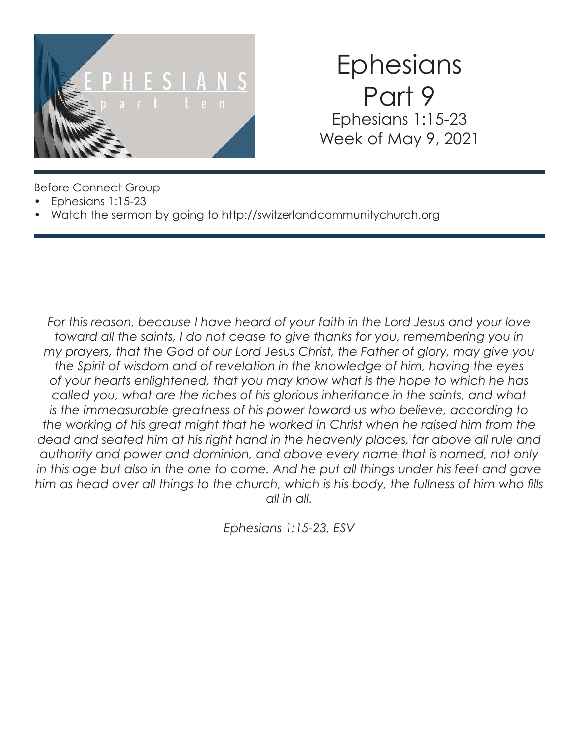# Ephesians
## Part 9
### Ephesians 1:15-23
### Week of May 9, 2021

Before Connect Group

- Ephesians 1:15-23
- Watch the sermon by going to http://switzerlandcommunitychurch.org

*For this reason, because I have heard of your faith in the Lord Jesus and your love toward all the saints, I do not cease to give thanks for you, remembering you in my prayers, that the God of our Lord Jesus Christ, the Father of glory, may give you the Spirit of wisdom and of revelation in the knowledge of him, having the eyes of your hearts enlightened, that you may know what is the hope to which he has called you, what are the riches of his glorious inheritance in the saints, and what is the immeasurable greatness of his power toward us who believe, according to the working of his great might that he worked in Christ when he raised him from the dead and seated him at his right hand in the heavenly places, far above all rule and authority and power and dominion, and above every name that is named, not only in this age but also in the one to come. And he put all things under his feet and gave him as head over all things to the church, which is his body, the fullness of him who fills all in all.*

*Ephesians 1:15-23, ESV*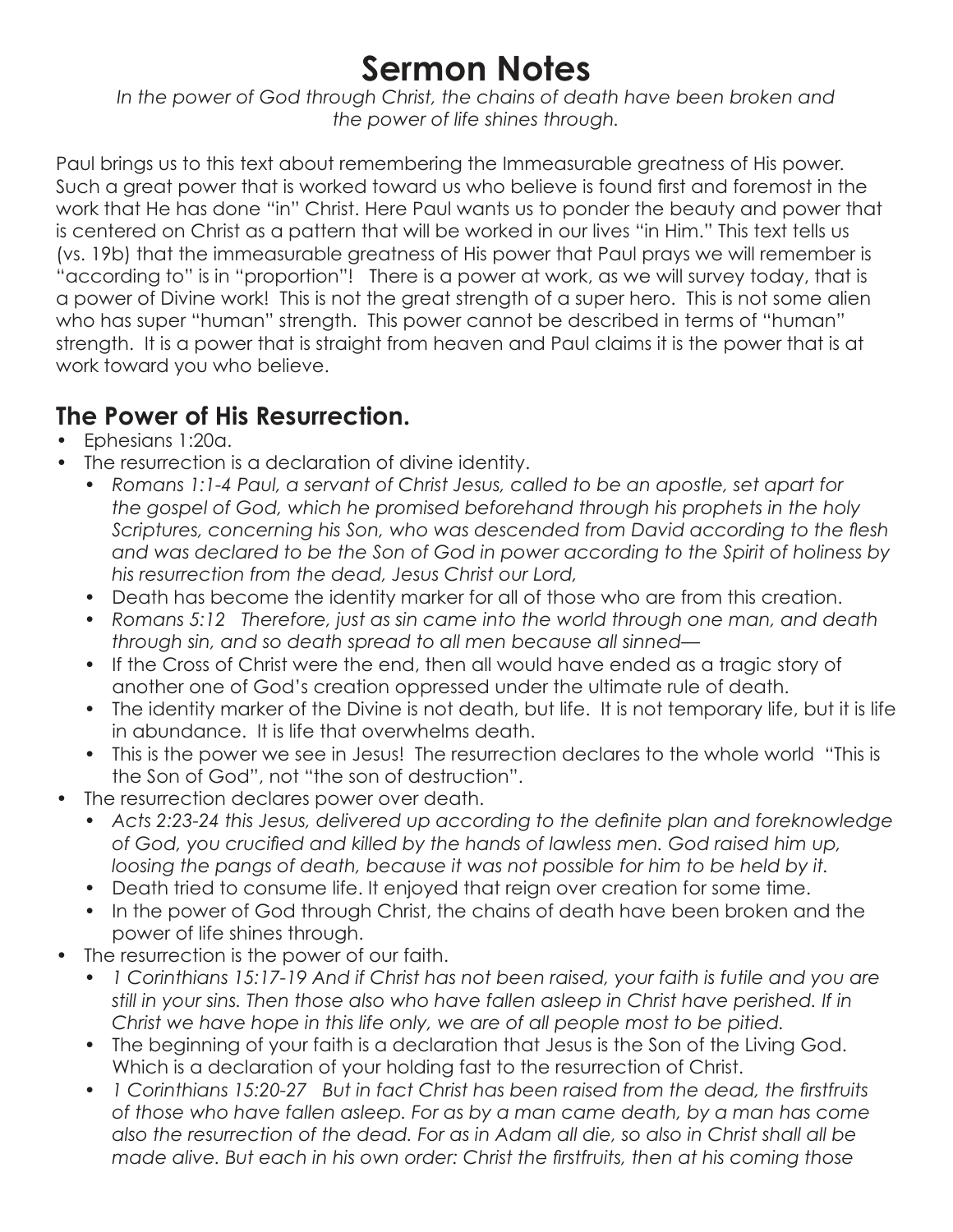# Sermon Notes

*In the power of God through Christ, the chains of death have been broken and the power of life shines through.*

Paul brings us to this text about remembering the Immeasurable greatness of His power. Such a great power that is worked toward us who believe is found first and foremost in the work that He has done "in" Christ. Here Paul wants us to ponder the beauty and power that is centered on Christ as a pattern that will be worked in our lives "in Him." This text tells us (vs. 19b) that the immeasurable greatness of His power that Paul prays we will remember is "according to" is in "proportion"! There is a power at work, as we will survey today, that is a power of Divine work! This is not the great strength of a super hero. This is not some alien who has super "human" strength. This power cannot be described in terms of "human" strength. It is a power that is straight from heaven and Paul claims it is the power that is at work toward you who believe.

## The Power of His Resurrection.

- Ephesians 1:20a.
- The resurrection is a declaration of divine identity.
  - *Romans 1:1-4 Paul, a servant of Christ Jesus, called to be an apostle, set apart for the gospel of God, which he promised beforehand through his prophets in the holy Scriptures, concerning his Son, who was descended from David according to the flesh and was declared to be the Son of God in power according to the Spirit of holiness by his resurrection from the dead, Jesus Christ our Lord,*
  - Death has become the identity marker for all of those who are from this creation.
  - *Romans 5:12 Therefore, just as sin came into the world through one man, and death through sin, and so death spread to all men because all sinned—*
  - If the Cross of Christ were the end, then all would have ended as a tragic story of another one of God's creation oppressed under the ultimate rule of death.
  - The identity marker of the Divine is not death, but life. It is not temporary life, but it is life in abundance. It is life that overwhelms death.
  - This is the power we see in Jesus! The resurrection declares to the whole world "This is the Son of God", not "the son of destruction".
- The resurrection declares power over death.
  - *Acts 2:23-24 this Jesus, delivered up according to the definite plan and foreknowledge of God, you crucified and killed by the hands of lawless men. God raised him up, loosing the pangs of death, because it was not possible for him to be held by it.*
  - Death tried to consume life. It enjoyed that reign over creation for some time.
  - In the power of God through Christ, the chains of death have been broken and the power of life shines through.
- The resurrection is the power of our faith.
  - *1 Corinthians 15:17-19 And if Christ has not been raised, your faith is futile and you are still in your sins. Then those also who have fallen asleep in Christ have perished. If in Christ we have hope in this life only, we are of all people most to be pitied.*
  - The beginning of your faith is a declaration that Jesus is the Son of the Living God. Which is a declaration of your holding fast to the resurrection of Christ.
  - *1 Corinthians 15:20-27 But in fact Christ has been raised from the dead, the firstfruits of those who have fallen asleep. For as by a man came death, by a man has come also the resurrection of the dead. For as in Adam all die, so also in Christ shall all be made alive. But each in his own order: Christ the firstfruits, then at his coming those*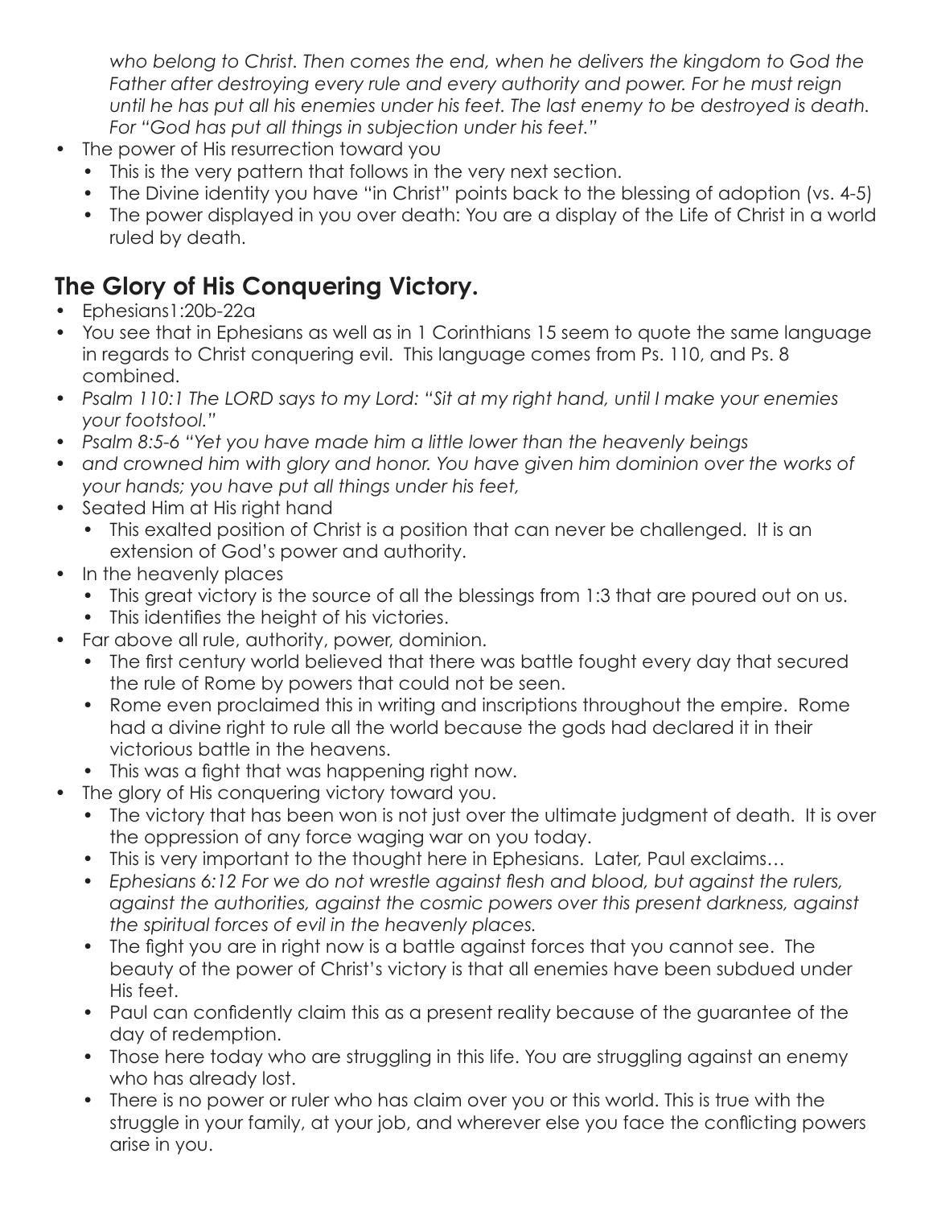*who belong to Christ. Then comes the end, when he delivers the kingdom to God the Father after destroying every rule and every authority and power. For he must reign until he has put all his enemies under his feet. The last enemy to be destroyed is death. For "God has put all things in subjection under his feet."*

- The power of His resurrection toward you
  - This is the very pattern that follows in the very next section.
  - The Divine identity you have "in Christ" points back to the blessing of adoption (vs. 4-5)
  - The power displayed in you over death: You are a display of the Life of Christ in a world ruled by death.

## The Glory of His Conquering Victory.

- Ephesians1:20b-22a
- You see that in Ephesians as well as in 1 Corinthians 15 seem to quote the same language in regards to Christ conquering evil. This language comes from Ps. 110, and Ps. 8 combined.
- *Psalm 110:1 The LORD says to my Lord: "Sit at my right hand, until I make your enemies your footstool."*
- *Psalm 8:5-6 "Yet you have made him a little lower than the heavenly beings*
- *and crowned him with glory and honor. You have given him dominion over the works of your hands; you have put all things under his feet,*
- Seated Him at His right hand
  - This exalted position of Christ is a position that can never be challenged. It is an extension of God's power and authority.
- In the heavenly places
  - This great victory is the source of all the blessings from 1:3 that are poured out on us.
  - This identifies the height of his victories.
- Far above all rule, authority, power, dominion.
  - The first century world believed that there was battle fought every day that secured the rule of Rome by powers that could not be seen.
  - Rome even proclaimed this in writing and inscriptions throughout the empire. Rome had a divine right to rule all the world because the gods had declared it in their victorious battle in the heavens.
  - This was a fight that was happening right now.
- The glory of His conquering victory toward you.
  - The victory that has been won is not just over the ultimate judgment of death. It is over the oppression of any force waging war on you today.
  - This is very important to the thought here in Ephesians. Later, Paul exclaims…
  - *Ephesians 6:12 For we do not wrestle against flesh and blood, but against the rulers, against the authorities, against the cosmic powers over this present darkness, against the spiritual forces of evil in the heavenly places.*
  - The fight you are in right now is a battle against forces that you cannot see. The beauty of the power of Christ's victory is that all enemies have been subdued under His feet.
  - Paul can confidently claim this as a present reality because of the guarantee of the day of redemption.
  - Those here today who are struggling in this life. You are struggling against an enemy who has already lost.
  - There is no power or ruler who has claim over you or this world. This is true with the struggle in your family, at your job, and wherever else you face the conflicting powers arise in you.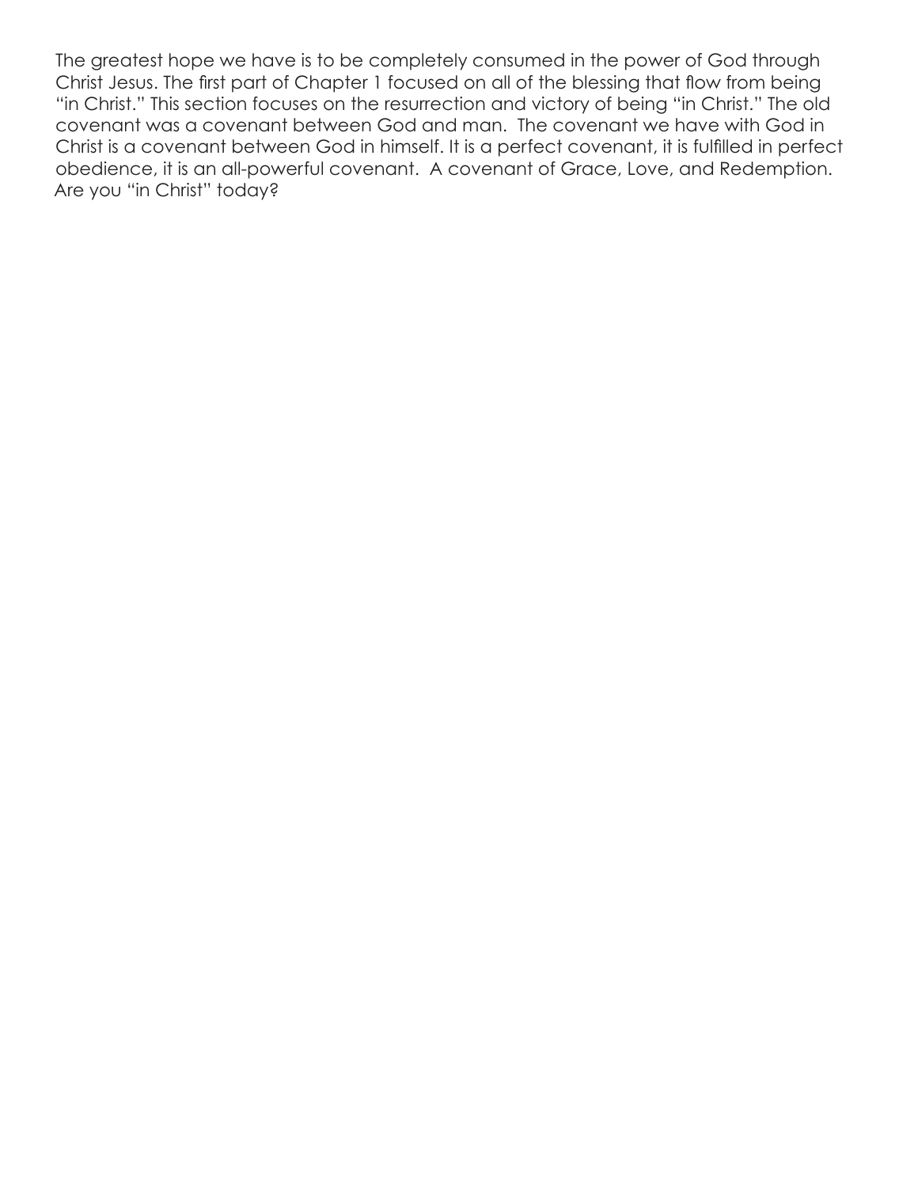The greatest hope we have is to be completely consumed in the power of God through Christ Jesus. The first part of Chapter 1 focused on all of the blessing that flow from being "in Christ." This section focuses on the resurrection and victory of being "in Christ." The old covenant was a covenant between God and man. The covenant we have with God in Christ is a covenant between God in himself. It is a perfect covenant, it is fulfilled in perfect obedience, it is an all-powerful covenant. A covenant of Grace, Love, and Redemption. Are you "in Christ" today?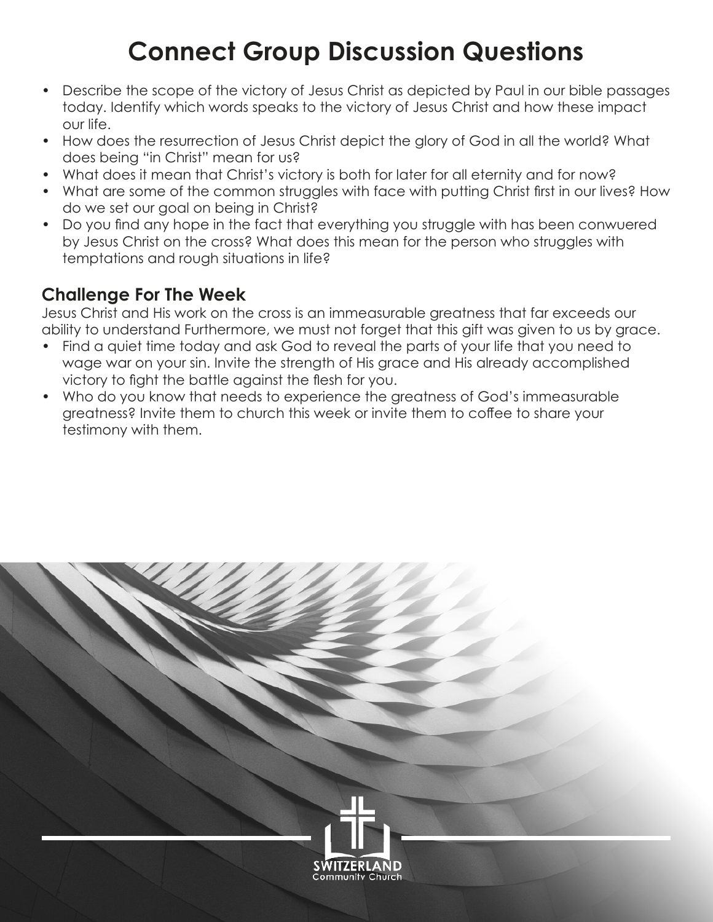# Connect Group Discussion Questions

- Describe the scope of the victory of Jesus Christ as depicted by Paul in our bible passages today. Identify which words speaks to the victory of Jesus Christ and how these impact our life.
- How does the resurrection of Jesus Christ depict the glory of God in all the world? What does being "in Christ" mean for us?
- What does it mean that Christ's victory is both for later for all eternity and for now?
- What are some of the common struggles with face with putting Christ first in our lives? How do we set our goal on being in Christ?
- Do you find any hope in the fact that everything you struggle with has been conwuered by Jesus Christ on the cross? What does this mean for the person who struggles with temptations and rough situations in life?

## Challenge For The Week

Jesus Christ and His work on the cross is an immeasurable greatness that far exceeds our ability to understand Furthermore, we must not forget that this gift was given to us by grace.

- Find a quiet time today and ask God to reveal the parts of your life that you need to wage war on your sin. Invite the strength of His grace and His already accomplished victory to fight the battle against the flesh for you.
- Who do you know that needs to experience the greatness of God's immeasurable greatness? Invite them to church this week or invite them to coffee to share your testimony with them.

SWITZERLAND
Community Church